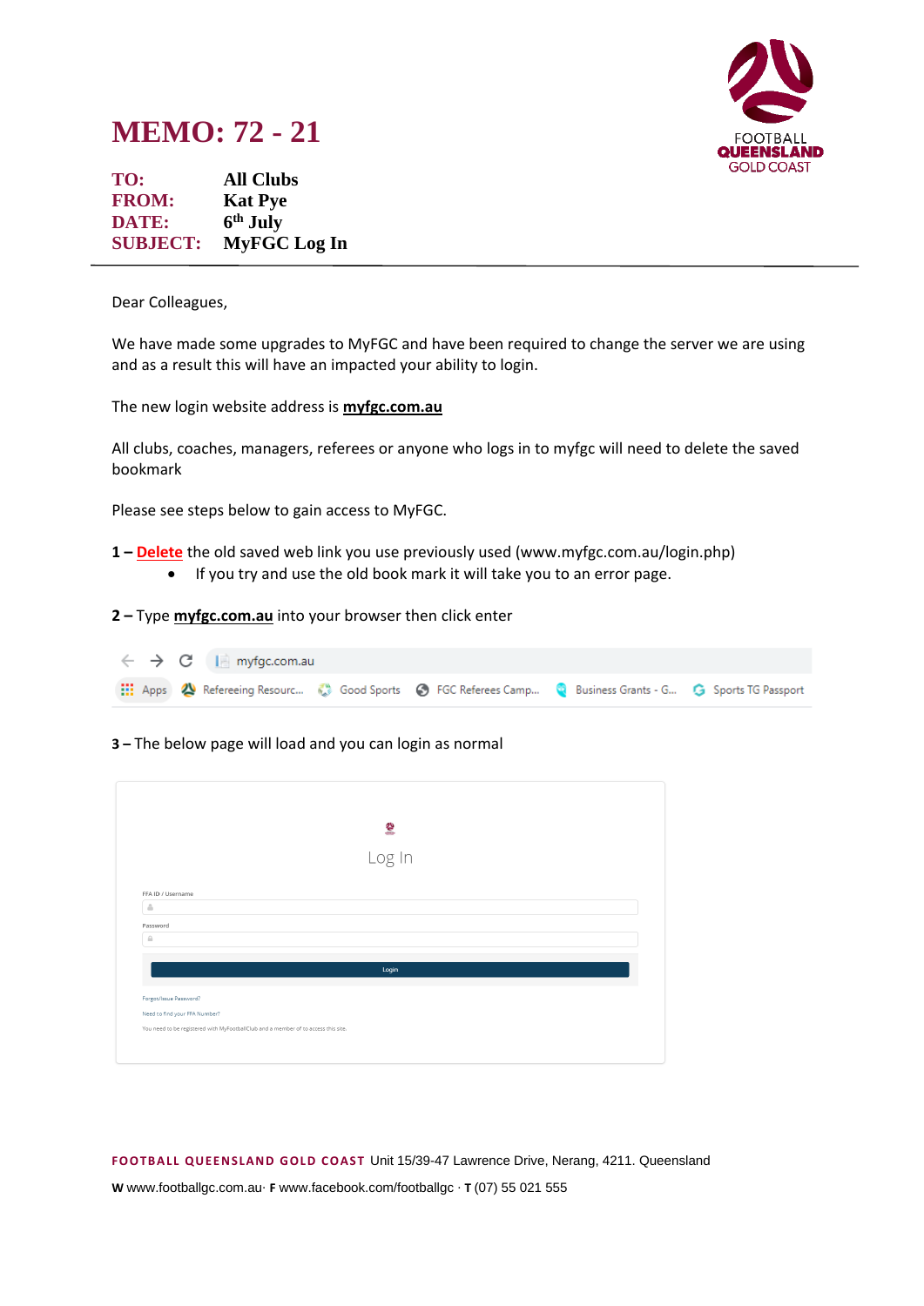# MEMO: 72 - 21

**TO:** All Clubs
**FROM:** Kat Pye
**DATE:** 6th July
**SUBJECT:** MyFGC Log In

---

Dear Colleagues,

We have made some upgrades to MyFGC and have been required to change the server we are using and as a result this will have an impacted your ability to login.

The new login website address is **myfgc.com.au**

All clubs, coaches, managers, referees or anyone who logs in to myfgc will need to delete the saved bookmark

Please see steps below to gain access to MyFGC.

**1 –** **Delete** the old saved web link you use previously used (www.myfgc.com.au/login.php)

- If you try and use the old book mark it will take you to an error page.

**2 –** Type **myfgc.com.au** into your browser then click enter

myfgc.com.au

Apps Refereeing Resourc... Good Sports FGC Referees Camp... Business Grants - G... Sports TG Passport

**3 –** The below page will load and you can login as normal

Log In

FFA ID / Username

Password

Login

Forgot/Issue Password?

Need to find your FFA Number?

You need to be registered with MyFootballClub and a member of to access this site.

**FOOTBALL QUEENSLAND GOLD COAST** Unit 15/39-47 Lawrence Drive, Nerang, 4211. Queensland

**W** www.footballgc.com.au· **F** www.facebook.com/footballgc · **T** (07) 55 021 555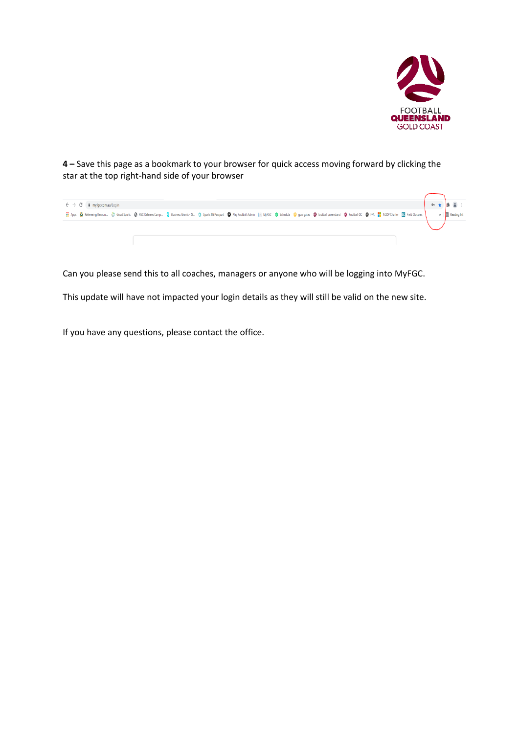**4 –** Save this page as a bookmark to your browser for quick access moving forward by clicking the star at the top right-hand side of your browser

Can you please send this to all coaches, managers or anyone who will be logging into MyFGC.

This update will have not impacted your login details as they will still be valid on the new site.

If you have any questions, please contact the office.